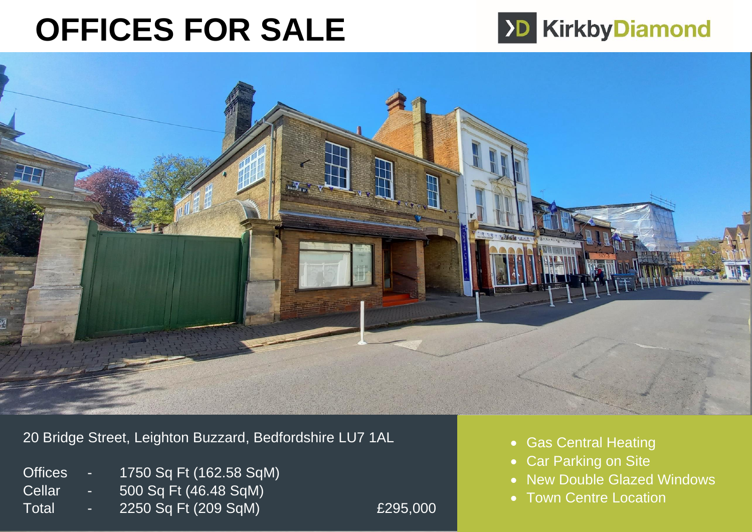# OFFICES FOR SALE

KirkbyDiamond

20 Bridge Street, Leighton Buzzard, Bedfordshire LU7 1AL

| | | |
|---|---|---|
| Offices | - | 1750 Sq Ft (162.58 SqM) |
| Cellar | - | 500 Sq Ft (46.48 SqM) |
| Total | - | 2250 Sq Ft (209 SqM) |

£295,000

- Gas Central Heating
- Car Parking on Site
- New Double Glazed Windows
- Town Centre Location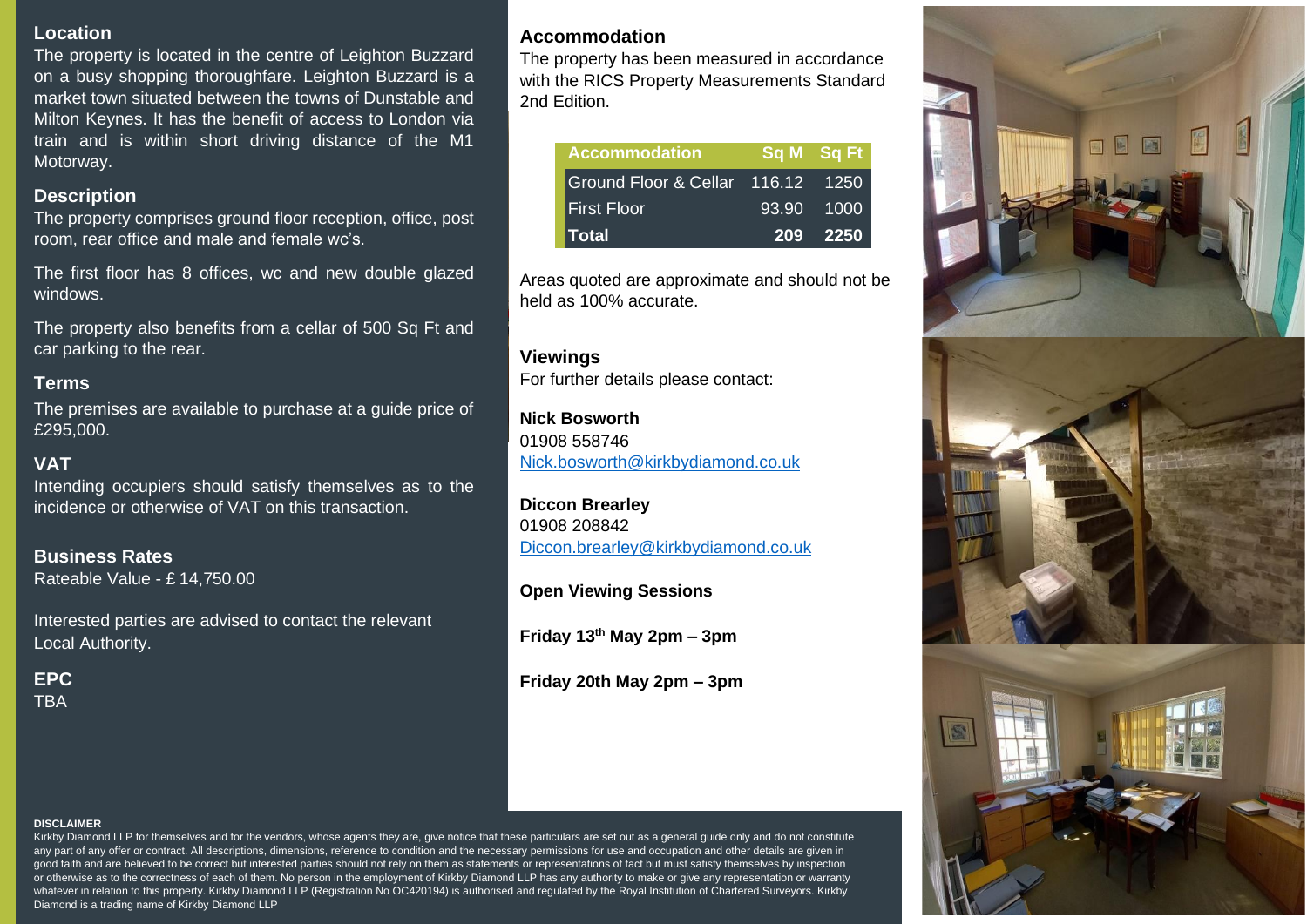## Location

The property is located in the centre of Leighton Buzzard on a busy shopping thoroughfare. Leighton Buzzard is a market town situated between the towns of Dunstable and Milton Keynes. It has the benefit of access to London via train and is within short driving distance of the M1 Motorway.

## Description

The property comprises ground floor reception, office, post room, rear office and male and female wc's.

The first floor has 8 offices, wc and new double glazed windows.

The property also benefits from a cellar of 500 Sq Ft and car parking to the rear.

## Terms

The premises are available to purchase at a guide price of £295,000.

## VAT

Intending occupiers should satisfy themselves as to the incidence or otherwise of VAT on this transaction.

## Business Rates

Rateable Value - £ 14,750.00

Interested parties are advised to contact the relevant Local Authority.

## EPC

TBA

## Accommodation

The property has been measured in accordance with the RICS Property Measurements Standard 2nd Edition.

| Accommodation | Sq M | Sq Ft |
|---|---|---|
| Ground Floor & Cellar | 116.12 | 1250 |
| First Floor | 93.90 | 1000 |
| **Total** | **209** | **2250** |

Areas quoted are approximate and should not be held as 100% accurate.

## Viewings

For further details please contact:

**Nick Bosworth**
01908 558746
Nick.bosworth@kirkbydiamond.co.uk

**Diccon Brearley**
01908 208842
Diccon.brearley@kirkbydiamond.co.uk

**Open Viewing Sessions**

**Friday 13th May 2pm – 3pm**

**Friday 20th May 2pm – 3pm**

**DISCLAIMER**

Kirkby Diamond LLP for themselves and for the vendors, whose agents they are, give notice that these particulars are set out as a general guide only and do not constitute any part of any offer or contract. All descriptions, dimensions, reference to condition and the necessary permissions for use and occupation and other details are given in good faith and are believed to be correct but interested parties should not rely on them as statements or representations of fact but must satisfy themselves by inspection or otherwise as to the correctness of each of them. No person in the employment of Kirkby Diamond LLP has any authority to make or give any representation or warranty whatever in relation to this property. Kirkby Diamond LLP (Registration No OC420194) is authorised and regulated by the Royal Institution of Chartered Surveyors. Kirkby Diamond is a trading name of Kirkby Diamond LLP